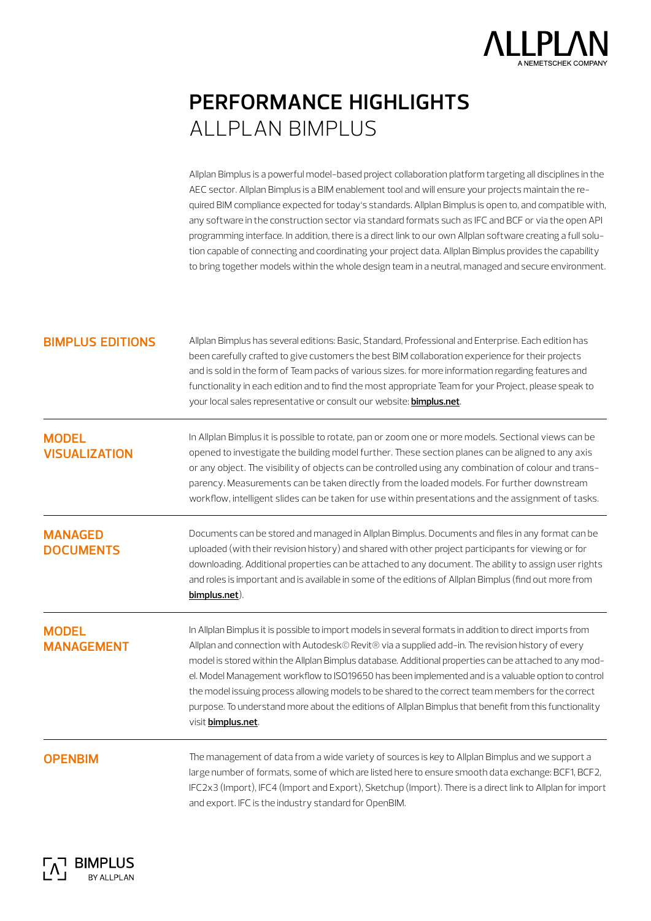# PERFORMANCE HIGHLIGHTS
## ALLPLAN BIMPLUS

Allplan Bimplus is a powerful model-based project collaboration platform targeting all disciplines in the AEC sector. Allplan Bimplus is a BIM enablement tool and will ensure your projects maintain the required BIM compliance expected for today's standards. Allplan Bimplus is open to, and compatible with, any software in the construction sector via standard formats such as IFC and BCF or via the open API programming interface. In addition, there is a direct link to our own Allplan software creating a full solution capable of connecting and coordinating your project data. Allplan Bimplus provides the capability to bring together models within the whole design team in a neutral, managed and secure environment.

### BIMPLUS EDITIONS

Allplan Bimplus has several editions: Basic, Standard, Professional and Enterprise. Each edition has been carefully crafted to give customers the best BIM collaboration experience for their projects and is sold in the form of Team packs of various sizes. for more information regarding features and functionality in each edition and to find the most appropriate Team for your Project, please speak to your local sales representative or consult our website: **bimplus.net**.

### MODEL VISUALIZATION

In Allplan Bimplus it is possible to rotate, pan or zoom one or more models. Sectional views can be opened to investigate the building model further. These section planes can be aligned to any axis or any object. The visibility of objects can be controlled using any combination of colour and transparency. Measurements can be taken directly from the loaded models. For further downstream workflow, intelligent slides can be taken for use within presentations and the assignment of tasks.

### MANAGED DOCUMENTS

Documents can be stored and managed in Allplan Bimplus. Documents and files in any format can be uploaded (with their revision history) and shared with other project participants for viewing or for downloading. Additional properties can be attached to any document. The ability to assign user rights and roles is important and is available in some of the editions of Allplan Bimplus (find out more from **bimplus.net**).

### MODEL MANAGEMENT

In Allplan Bimplus it is possible to import models in several formats in addition to direct imports from Allplan and connection with Autodesk© Revit® via a supplied add-in. The revision history of every model is stored within the Allplan Bimplus database. Additional properties can be attached to any model. Model Management workflow to ISO19650 has been implemented and is a valuable option to control the model issuing process allowing models to be shared to the correct team members for the correct purpose. To understand more about the editions of Allplan Bimplus that benefit from this functionality visit **bimplus.net**.

### OPENBIM

The management of data from a wide variety of sources is key to Allplan Bimplus and we support a large number of formats, some of which are listed here to ensure smooth data exchange: BCF1, BCF2, IFC2x3 (Import), IFC4 (Import and Export), Sketchup (Import). There is a direct link to Allplan for import and export. IFC is the industry standard for OpenBIM.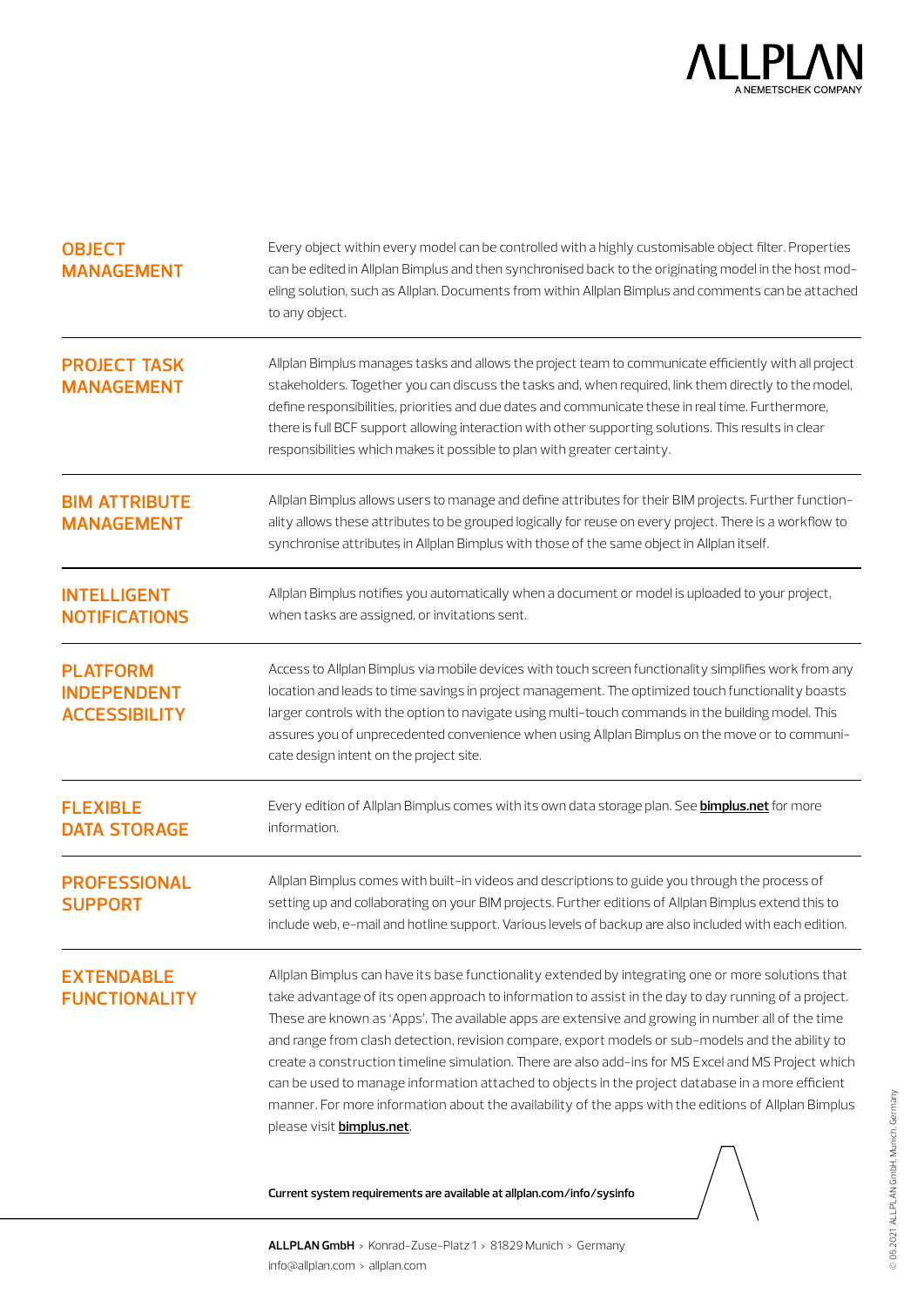## OBJECT MANAGEMENT

Every object within every model can be controlled with a highly customisable object filter. Properties can be edited in Allplan Bimplus and then synchronised back to the originating model in the host modeling solution, such as Allplan. Documents from within Allplan Bimplus and comments can be attached to any object.

## PROJECT TASK MANAGEMENT

Allplan Bimplus manages tasks and allows the project team to communicate efficiently with all project stakeholders. Together you can discuss the tasks and, when required, link them directly to the model, define responsibilities, priorities and due dates and communicate these in real time. Furthermore, there is full BCF support allowing interaction with other supporting solutions. This results in clear responsibilities which makes it possible to plan with greater certainty.

## BIM ATTRIBUTE MANAGEMENT

Allplan Bimplus allows users to manage and define attributes for their BIM projects. Further functionality allows these attributes to be grouped logically for reuse on every project. There is a workflow to synchronise attributes in Allplan Bimplus with those of the same object in Allplan itself.

## INTELLIGENT NOTIFICATIONS

Allplan Bimplus notifies you automatically when a document or model is uploaded to your project, when tasks are assigned, or invitations sent.

## PLATFORM INDEPENDENT ACCESSIBILITY

Access to Allplan Bimplus via mobile devices with touch screen functionality simplifies work from any location and leads to time savings in project management. The optimized touch functionality boasts larger controls with the option to navigate using multi-touch commands in the building model. This assures you of unprecedented convenience when using Allplan Bimplus on the move or to communicate design intent on the project site.

## FLEXIBLE DATA STORAGE

Every edition of Allplan Bimplus comes with its own data storage plan. See **bimplus.net** for more information.

## PROFESSIONAL SUPPORT

Allplan Bimplus comes with built-in videos and descriptions to guide you through the process of setting up and collaborating on your BIM projects. Further editions of Allplan Bimplus extend this to include web, e-mail and hotline support. Various levels of backup are also included with each edition.

## EXTENDABLE FUNCTIONALITY

Allplan Bimplus can have its base functionality extended by integrating one or more solutions that take advantage of its open approach to information to assist in the day to day running of a project. These are known as 'Apps'. The available apps are extensive and growing in number all of the time and range from clash detection, revision compare, export models or sub-models and the ability to create a construction timeline simulation. There are also add-ins for MS Excel and MS Project which can be used to manage information attached to objects in the project database in a more efficient manner. For more information about the availability of the apps with the editions of Allplan Bimplus please visit **bimplus.net**.

**Current system requirements are available at allplan.com/info/sysinfo**

**ALLPLAN GmbH** › Konrad-Zuse-Platz 1 › 81829 Munich › Germany
info@allplan.com › allplan.com

© 05.2021 ALLPLAN GmbH, Munich, Germany